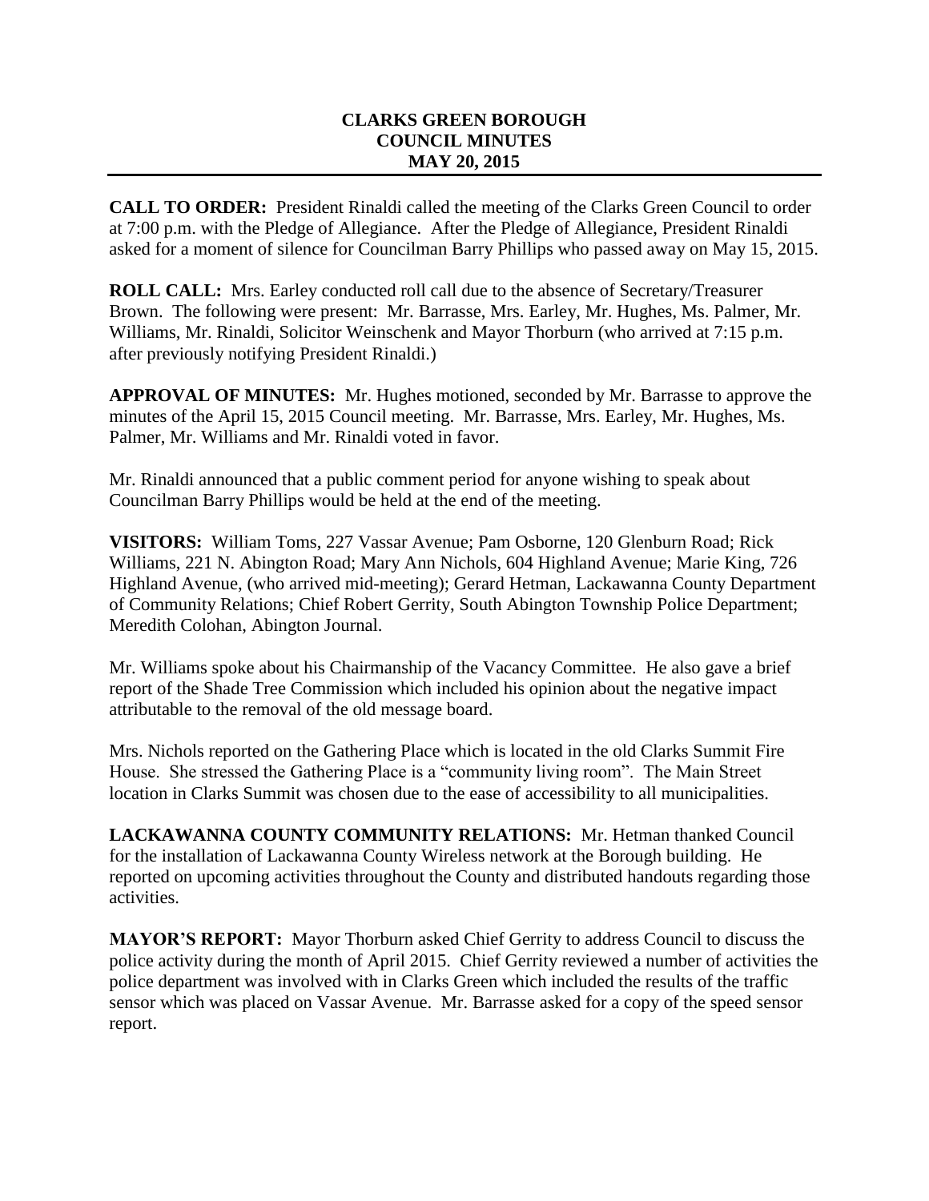# CLARKS GREEN BOROUGH
# COUNCIL MINUTES
# MAY 20, 2015

**CALL TO ORDER:** President Rinaldi called the meeting of the Clarks Green Council to order at 7:00 p.m. with the Pledge of Allegiance. After the Pledge of Allegiance, President Rinaldi asked for a moment of silence for Councilman Barry Phillips who passed away on May 15, 2015.

**ROLL CALL:** Mrs. Earley conducted roll call due to the absence of Secretary/Treasurer Brown. The following were present: Mr. Barrasse, Mrs. Earley, Mr. Hughes, Ms. Palmer, Mr. Williams, Mr. Rinaldi, Solicitor Weinschenk and Mayor Thorburn (who arrived at 7:15 p.m. after previously notifying President Rinaldi.)

**APPROVAL OF MINUTES:** Mr. Hughes motioned, seconded by Mr. Barrasse to approve the minutes of the April 15, 2015 Council meeting. Mr. Barrasse, Mrs. Earley, Mr. Hughes, Ms. Palmer, Mr. Williams and Mr. Rinaldi voted in favor.

Mr. Rinaldi announced that a public comment period for anyone wishing to speak about Councilman Barry Phillips would be held at the end of the meeting.

**VISITORS:** William Toms, 227 Vassar Avenue; Pam Osborne, 120 Glenburn Road; Rick Williams, 221 N. Abington Road; Mary Ann Nichols, 604 Highland Avenue; Marie King, 726 Highland Avenue, (who arrived mid-meeting); Gerard Hetman, Lackawanna County Department of Community Relations; Chief Robert Gerrity, South Abington Township Police Department; Meredith Colohan, Abington Journal.

Mr. Williams spoke about his Chairmanship of the Vacancy Committee. He also gave a brief report of the Shade Tree Commission which included his opinion about the negative impact attributable to the removal of the old message board.

Mrs. Nichols reported on the Gathering Place which is located in the old Clarks Summit Fire House. She stressed the Gathering Place is a "community living room". The Main Street location in Clarks Summit was chosen due to the ease of accessibility to all municipalities.

**LACKAWANNA COUNTY COMMUNITY RELATIONS:** Mr. Hetman thanked Council for the installation of Lackawanna County Wireless network at the Borough building. He reported on upcoming activities throughout the County and distributed handouts regarding those activities.

**MAYOR'S REPORT:** Mayor Thorburn asked Chief Gerrity to address Council to discuss the police activity during the month of April 2015. Chief Gerrity reviewed a number of activities the police department was involved with in Clarks Green which included the results of the traffic sensor which was placed on Vassar Avenue. Mr. Barrasse asked for a copy of the speed sensor report.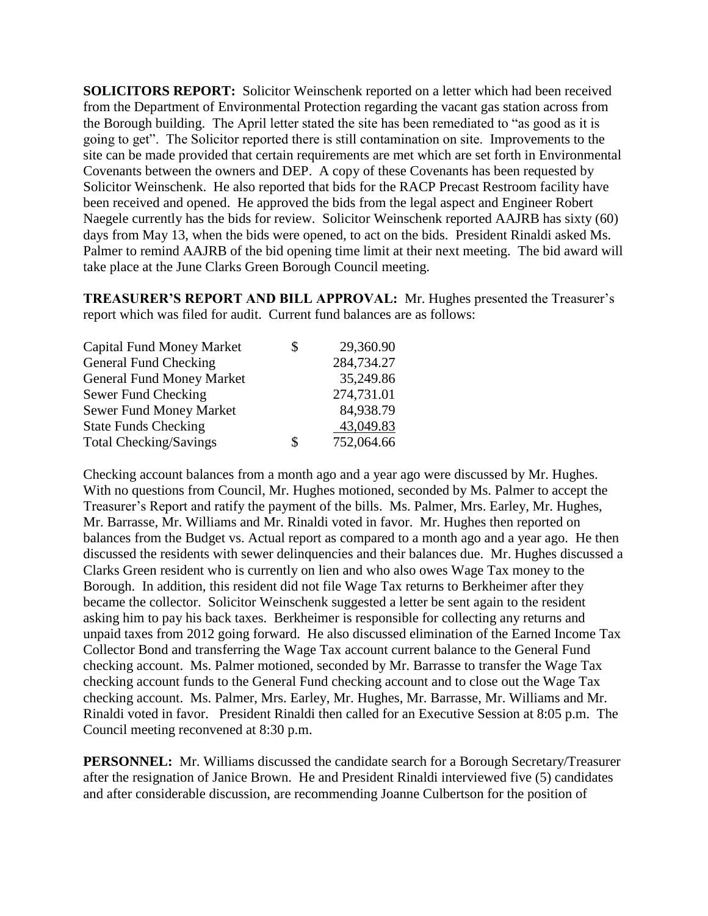**SOLICITORS REPORT:** Solicitor Weinschenk reported on a letter which had been received from the Department of Environmental Protection regarding the vacant gas station across from the Borough building. The April letter stated the site has been remediated to "as good as it is going to get". The Solicitor reported there is still contamination on site. Improvements to the site can be made provided that certain requirements are met which are set forth in Environmental Covenants between the owners and DEP. A copy of these Covenants has been requested by Solicitor Weinschenk. He also reported that bids for the RACP Precast Restroom facility have been received and opened. He approved the bids from the legal aspect and Engineer Robert Naegele currently has the bids for review. Solicitor Weinschenk reported AAJRB has sixty (60) days from May 13, when the bids were opened, to act on the bids. President Rinaldi asked Ms. Palmer to remind AAJRB of the bid opening time limit at their next meeting. The bid award will take place at the June Clarks Green Borough Council meeting.

**TREASURER'S REPORT AND BILL APPROVAL:** Mr. Hughes presented the Treasurer's report which was filed for audit. Current fund balances are as follows:

| Account | | Balance |
|---|---|---|
| Capital Fund Money Market | $ | 29,360.90 |
| General Fund Checking | | 284,734.27 |
| General Fund Money Market | | 35,249.86 |
| Sewer Fund Checking | | 274,731.01 |
| Sewer Fund Money Market | | 84,938.79 |
| State Funds Checking | | 43,049.83 |
| Total Checking/Savings | $ | 752,064.66 |

Checking account balances from a month ago and a year ago were discussed by Mr. Hughes. With no questions from Council, Mr. Hughes motioned, seconded by Ms. Palmer to accept the Treasurer's Report and ratify the payment of the bills. Ms. Palmer, Mrs. Earley, Mr. Hughes, Mr. Barrasse, Mr. Williams and Mr. Rinaldi voted in favor. Mr. Hughes then reported on balances from the Budget vs. Actual report as compared to a month ago and a year ago. He then discussed the residents with sewer delinquencies and their balances due. Mr. Hughes discussed a Clarks Green resident who is currently on lien and who also owes Wage Tax money to the Borough. In addition, this resident did not file Wage Tax returns to Berkheimer after they became the collector. Solicitor Weinschenk suggested a letter be sent again to the resident asking him to pay his back taxes. Berkheimer is responsible for collecting any returns and unpaid taxes from 2012 going forward. He also discussed elimination of the Earned Income Tax Collector Bond and transferring the Wage Tax account current balance to the General Fund checking account. Ms. Palmer motioned, seconded by Mr. Barrasse to transfer the Wage Tax checking account funds to the General Fund checking account and to close out the Wage Tax checking account. Ms. Palmer, Mrs. Earley, Mr. Hughes, Mr. Barrasse, Mr. Williams and Mr. Rinaldi voted in favor. President Rinaldi then called for an Executive Session at 8:05 p.m. The Council meeting reconvened at 8:30 p.m.

**PERSONNEL:** Mr. Williams discussed the candidate search for a Borough Secretary/Treasurer after the resignation of Janice Brown. He and President Rinaldi interviewed five (5) candidates and after considerable discussion, are recommending Joanne Culbertson for the position of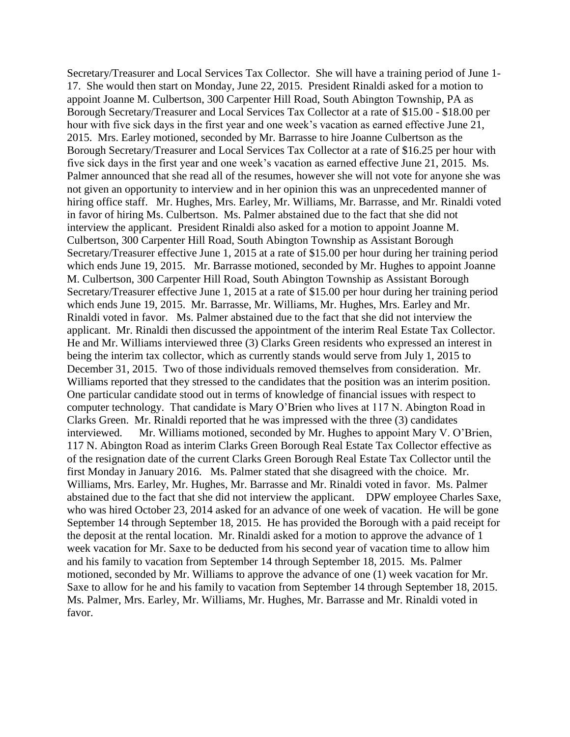Secretary/Treasurer and Local Services Tax Collector. She will have a training period of June 1-17. She would then start on Monday, June 22, 2015. President Rinaldi asked for a motion to appoint Joanne M. Culbertson, 300 Carpenter Hill Road, South Abington Township, PA as Borough Secretary/Treasurer and Local Services Tax Collector at a rate of $15.00 - $18.00 per hour with five sick days in the first year and one week's vacation as earned effective June 21, 2015. Mrs. Earley motioned, seconded by Mr. Barrasse to hire Joanne Culbertson as the Borough Secretary/Treasurer and Local Services Tax Collector at a rate of $16.25 per hour with five sick days in the first year and one week's vacation as earned effective June 21, 2015. Ms. Palmer announced that she read all of the resumes, however she will not vote for anyone she was not given an opportunity to interview and in her opinion this was an unprecedented manner of hiring office staff. Mr. Hughes, Mrs. Earley, Mr. Williams, Mr. Barrasse, and Mr. Rinaldi voted in favor of hiring Ms. Culbertson. Ms. Palmer abstained due to the fact that she did not interview the applicant. President Rinaldi also asked for a motion to appoint Joanne M. Culbertson, 300 Carpenter Hill Road, South Abington Township as Assistant Borough Secretary/Treasurer effective June 1, 2015 at a rate of $15.00 per hour during her training period which ends June 19, 2015. Mr. Barrasse motioned, seconded by Mr. Hughes to appoint Joanne M. Culbertson, 300 Carpenter Hill Road, South Abington Township as Assistant Borough Secretary/Treasurer effective June 1, 2015 at a rate of $15.00 per hour during her training period which ends June 19, 2015. Mr. Barrasse, Mr. Williams, Mr. Hughes, Mrs. Earley and Mr. Rinaldi voted in favor. Ms. Palmer abstained due to the fact that she did not interview the applicant. Mr. Rinaldi then discussed the appointment of the interim Real Estate Tax Collector. He and Mr. Williams interviewed three (3) Clarks Green residents who expressed an interest in being the interim tax collector, which as currently stands would serve from July 1, 2015 to December 31, 2015. Two of those individuals removed themselves from consideration. Mr. Williams reported that they stressed to the candidates that the position was an interim position. One particular candidate stood out in terms of knowledge of financial issues with respect to computer technology. That candidate is Mary O'Brien who lives at 117 N. Abington Road in Clarks Green. Mr. Rinaldi reported that he was impressed with the three (3) candidates interviewed. Mr. Williams motioned, seconded by Mr. Hughes to appoint Mary V. O'Brien, 117 N. Abington Road as interim Clarks Green Borough Real Estate Tax Collector effective as of the resignation date of the current Clarks Green Borough Real Estate Tax Collector until the first Monday in January 2016. Ms. Palmer stated that she disagreed with the choice. Mr. Williams, Mrs. Earley, Mr. Hughes, Mr. Barrasse and Mr. Rinaldi voted in favor. Ms. Palmer abstained due to the fact that she did not interview the applicant. DPW employee Charles Saxe, who was hired October 23, 2014 asked for an advance of one week of vacation. He will be gone September 14 through September 18, 2015. He has provided the Borough with a paid receipt for the deposit at the rental location. Mr. Rinaldi asked for a motion to approve the advance of 1 week vacation for Mr. Saxe to be deducted from his second year of vacation time to allow him and his family to vacation from September 14 through September 18, 2015. Ms. Palmer motioned, seconded by Mr. Williams to approve the advance of one (1) week vacation for Mr. Saxe to allow for he and his family to vacation from September 14 through September 18, 2015. Ms. Palmer, Mrs. Earley, Mr. Williams, Mr. Hughes, Mr. Barrasse and Mr. Rinaldi voted in favor.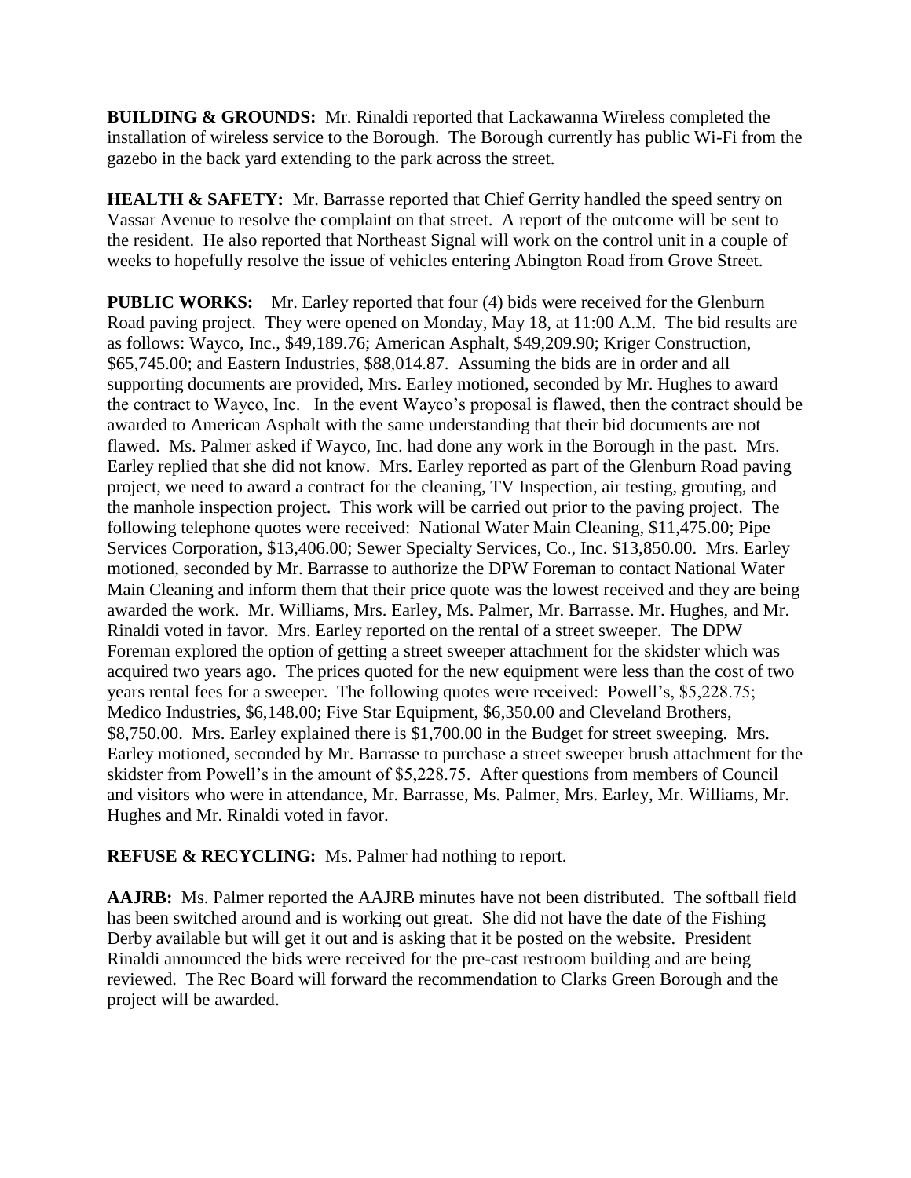**BUILDING & GROUNDS:** Mr. Rinaldi reported that Lackawanna Wireless completed the installation of wireless service to the Borough. The Borough currently has public Wi-Fi from the gazebo in the back yard extending to the park across the street.

**HEALTH & SAFETY:** Mr. Barrasse reported that Chief Gerrity handled the speed sentry on Vassar Avenue to resolve the complaint on that street. A report of the outcome will be sent to the resident. He also reported that Northeast Signal will work on the control unit in a couple of weeks to hopefully resolve the issue of vehicles entering Abington Road from Grove Street.

**PUBLIC WORKS:** Mr. Earley reported that four (4) bids were received for the Glenburn Road paving project. They were opened on Monday, May 18, at 11:00 A.M. The bid results are as follows: Wayco, Inc., $49,189.76; American Asphalt, $49,209.90; Kriger Construction, $65,745.00; and Eastern Industries, $88,014.87. Assuming the bids are in order and all supporting documents are provided, Mrs. Earley motioned, seconded by Mr. Hughes to award the contract to Wayco, Inc. In the event Wayco's proposal is flawed, then the contract should be awarded to American Asphalt with the same understanding that their bid documents are not flawed. Ms. Palmer asked if Wayco, Inc. had done any work in the Borough in the past. Mrs. Earley replied that she did not know. Mrs. Earley reported as part of the Glenburn Road paving project, we need to award a contract for the cleaning, TV Inspection, air testing, grouting, and the manhole inspection project. This work will be carried out prior to the paving project. The following telephone quotes were received: National Water Main Cleaning, $11,475.00; Pipe Services Corporation, $13,406.00; Sewer Specialty Services, Co., Inc. $13,850.00. Mrs. Earley motioned, seconded by Mr. Barrasse to authorize the DPW Foreman to contact National Water Main Cleaning and inform them that their price quote was the lowest received and they are being awarded the work. Mr. Williams, Mrs. Earley, Ms. Palmer, Mr. Barrasse. Mr. Hughes, and Mr. Rinaldi voted in favor. Mrs. Earley reported on the rental of a street sweeper. The DPW Foreman explored the option of getting a street sweeper attachment for the skidster which was acquired two years ago. The prices quoted for the new equipment were less than the cost of two years rental fees for a sweeper. The following quotes were received: Powell's, $5,228.75; Medico Industries, $6,148.00; Five Star Equipment, $6,350.00 and Cleveland Brothers, $8,750.00. Mrs. Earley explained there is $1,700.00 in the Budget for street sweeping. Mrs. Earley motioned, seconded by Mr. Barrasse to purchase a street sweeper brush attachment for the skidster from Powell's in the amount of $5,228.75. After questions from members of Council and visitors who were in attendance, Mr. Barrasse, Ms. Palmer, Mrs. Earley, Mr. Williams, Mr. Hughes and Mr. Rinaldi voted in favor.

**REFUSE & RECYCLING:** Ms. Palmer had nothing to report.

**AAJRB:** Ms. Palmer reported the AAJRB minutes have not been distributed. The softball field has been switched around and is working out great. She did not have the date of the Fishing Derby available but will get it out and is asking that it be posted on the website. President Rinaldi announced the bids were received for the pre-cast restroom building and are being reviewed. The Rec Board will forward the recommendation to Clarks Green Borough and the project will be awarded.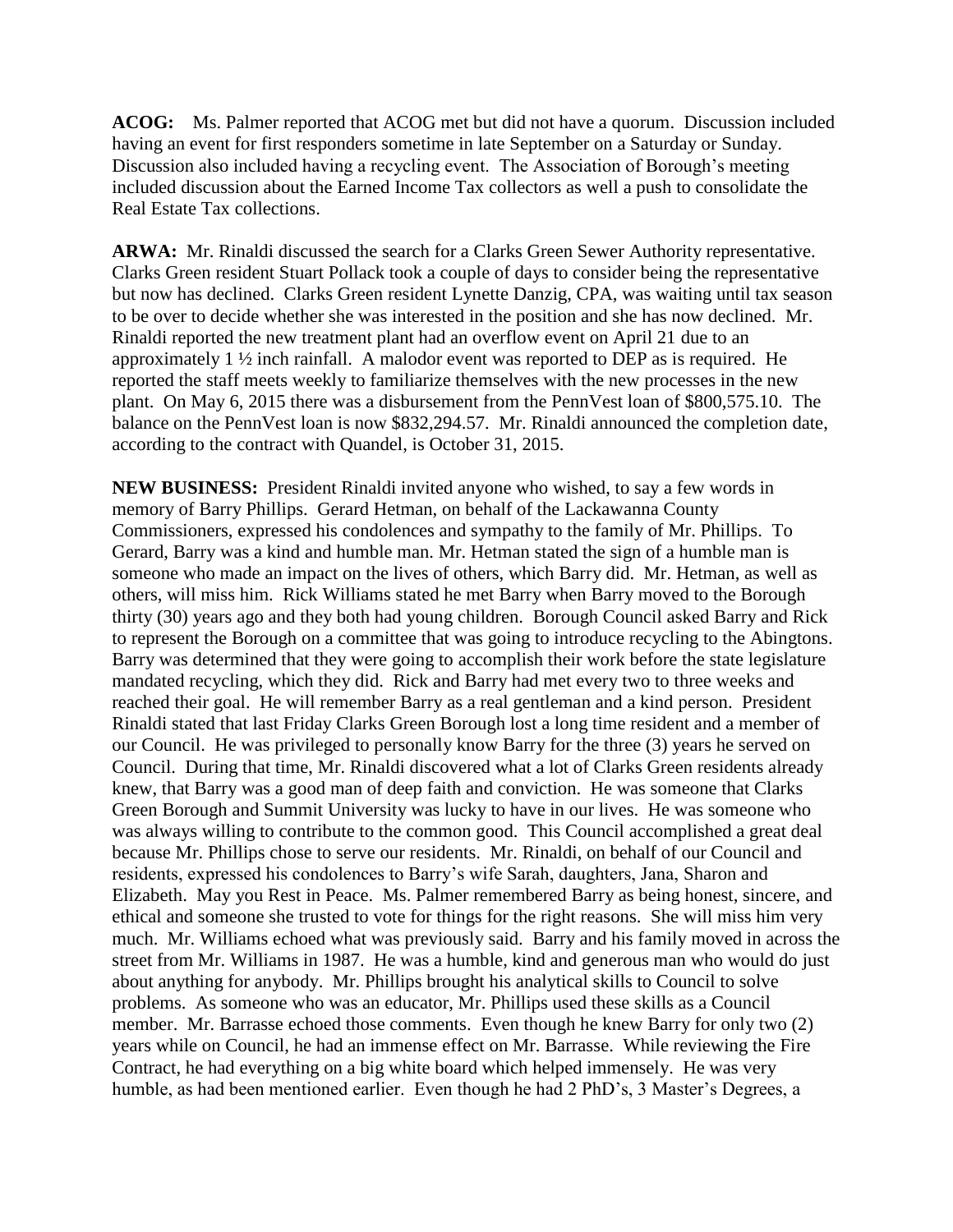**ACOG:** Ms. Palmer reported that ACOG met but did not have a quorum. Discussion included having an event for first responders sometime in late September on a Saturday or Sunday. Discussion also included having a recycling event. The Association of Borough's meeting included discussion about the Earned Income Tax collectors as well a push to consolidate the Real Estate Tax collections.

**ARWA:** Mr. Rinaldi discussed the search for a Clarks Green Sewer Authority representative. Clarks Green resident Stuart Pollack took a couple of days to consider being the representative but now has declined. Clarks Green resident Lynette Danzig, CPA, was waiting until tax season to be over to decide whether she was interested in the position and she has now declined. Mr. Rinaldi reported the new treatment plant had an overflow event on April 21 due to an approximately 1 ½ inch rainfall. A malodor event was reported to DEP as is required. He reported the staff meets weekly to familiarize themselves with the new processes in the new plant. On May 6, 2015 there was a disbursement from the PennVest loan of $800,575.10. The balance on the PennVest loan is now $832,294.57. Mr. Rinaldi announced the completion date, according to the contract with Quandel, is October 31, 2015.

**NEW BUSINESS:** President Rinaldi invited anyone who wished, to say a few words in memory of Barry Phillips. Gerard Hetman, on behalf of the Lackawanna County Commissioners, expressed his condolences and sympathy to the family of Mr. Phillips. To Gerard, Barry was a kind and humble man. Mr. Hetman stated the sign of a humble man is someone who made an impact on the lives of others, which Barry did. Mr. Hetman, as well as others, will miss him. Rick Williams stated he met Barry when Barry moved to the Borough thirty (30) years ago and they both had young children. Borough Council asked Barry and Rick to represent the Borough on a committee that was going to introduce recycling to the Abingtons. Barry was determined that they were going to accomplish their work before the state legislature mandated recycling, which they did. Rick and Barry had met every two to three weeks and reached their goal. He will remember Barry as a real gentleman and a kind person. President Rinaldi stated that last Friday Clarks Green Borough lost a long time resident and a member of our Council. He was privileged to personally know Barry for the three (3) years he served on Council. During that time, Mr. Rinaldi discovered what a lot of Clarks Green residents already knew, that Barry was a good man of deep faith and conviction. He was someone that Clarks Green Borough and Summit University was lucky to have in our lives. He was someone who was always willing to contribute to the common good. This Council accomplished a great deal because Mr. Phillips chose to serve our residents. Mr. Rinaldi, on behalf of our Council and residents, expressed his condolences to Barry's wife Sarah, daughters, Jana, Sharon and Elizabeth. May you Rest in Peace. Ms. Palmer remembered Barry as being honest, sincere, and ethical and someone she trusted to vote for things for the right reasons. She will miss him very much. Mr. Williams echoed what was previously said. Barry and his family moved in across the street from Mr. Williams in 1987. He was a humble, kind and generous man who would do just about anything for anybody. Mr. Phillips brought his analytical skills to Council to solve problems. As someone who was an educator, Mr. Phillips used these skills as a Council member. Mr. Barrasse echoed those comments. Even though he knew Barry for only two (2) years while on Council, he had an immense effect on Mr. Barrasse. While reviewing the Fire Contract, he had everything on a big white board which helped immensely. He was very humble, as had been mentioned earlier. Even though he had 2 PhD's, 3 Master's Degrees, a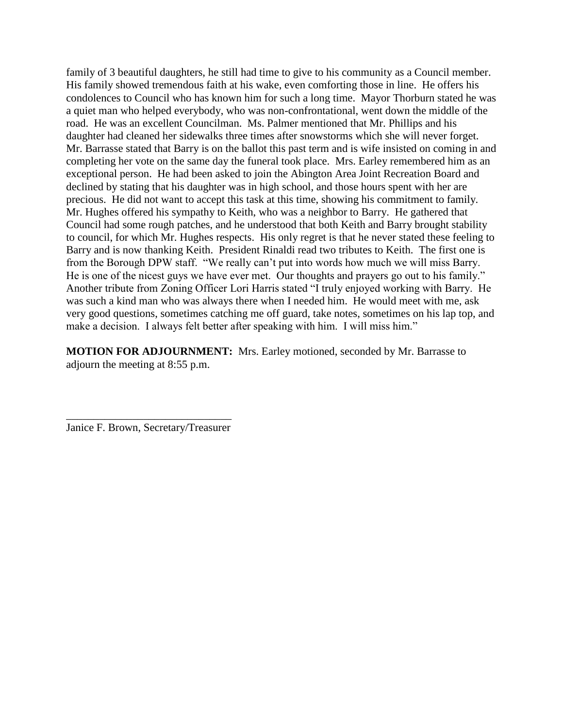family of 3 beautiful daughters, he still had time to give to his community as a Council member. His family showed tremendous faith at his wake, even comforting those in line. He offers his condolences to Council who has known him for such a long time. Mayor Thorburn stated he was a quiet man who helped everybody, who was non-confrontational, went down the middle of the road. He was an excellent Councilman. Ms. Palmer mentioned that Mr. Phillips and his daughter had cleaned her sidewalks three times after snowstorms which she will never forget. Mr. Barrasse stated that Barry is on the ballot this past term and is wife insisted on coming in and completing her vote on the same day the funeral took place. Mrs. Earley remembered him as an exceptional person. He had been asked to join the Abington Area Joint Recreation Board and declined by stating that his daughter was in high school, and those hours spent with her are precious. He did not want to accept this task at this time, showing his commitment to family. Mr. Hughes offered his sympathy to Keith, who was a neighbor to Barry. He gathered that Council had some rough patches, and he understood that both Keith and Barry brought stability to council, for which Mr. Hughes respects. His only regret is that he never stated these feeling to Barry and is now thanking Keith. President Rinaldi read two tributes to Keith. The first one is from the Borough DPW staff. "We really can't put into words how much we will miss Barry. He is one of the nicest guys we have ever met. Our thoughts and prayers go out to his family." Another tribute from Zoning Officer Lori Harris stated "I truly enjoyed working with Barry. He was such a kind man who was always there when I needed him. He would meet with me, ask very good questions, sometimes catching me off guard, take notes, sometimes on his lap top, and make a decision. I always felt better after speaking with him. I will miss him."

**MOTION FOR ADJOURNMENT:** Mrs. Earley motioned, seconded by Mr. Barrasse to adjourn the meeting at 8:55 p.m.

\_\_\_\_\_\_\_\_\_\_\_\_\_\_\_\_\_\_\_\_\_\_\_\_\_\_\_\_\_\_

Janice F. Brown, Secretary/Treasurer